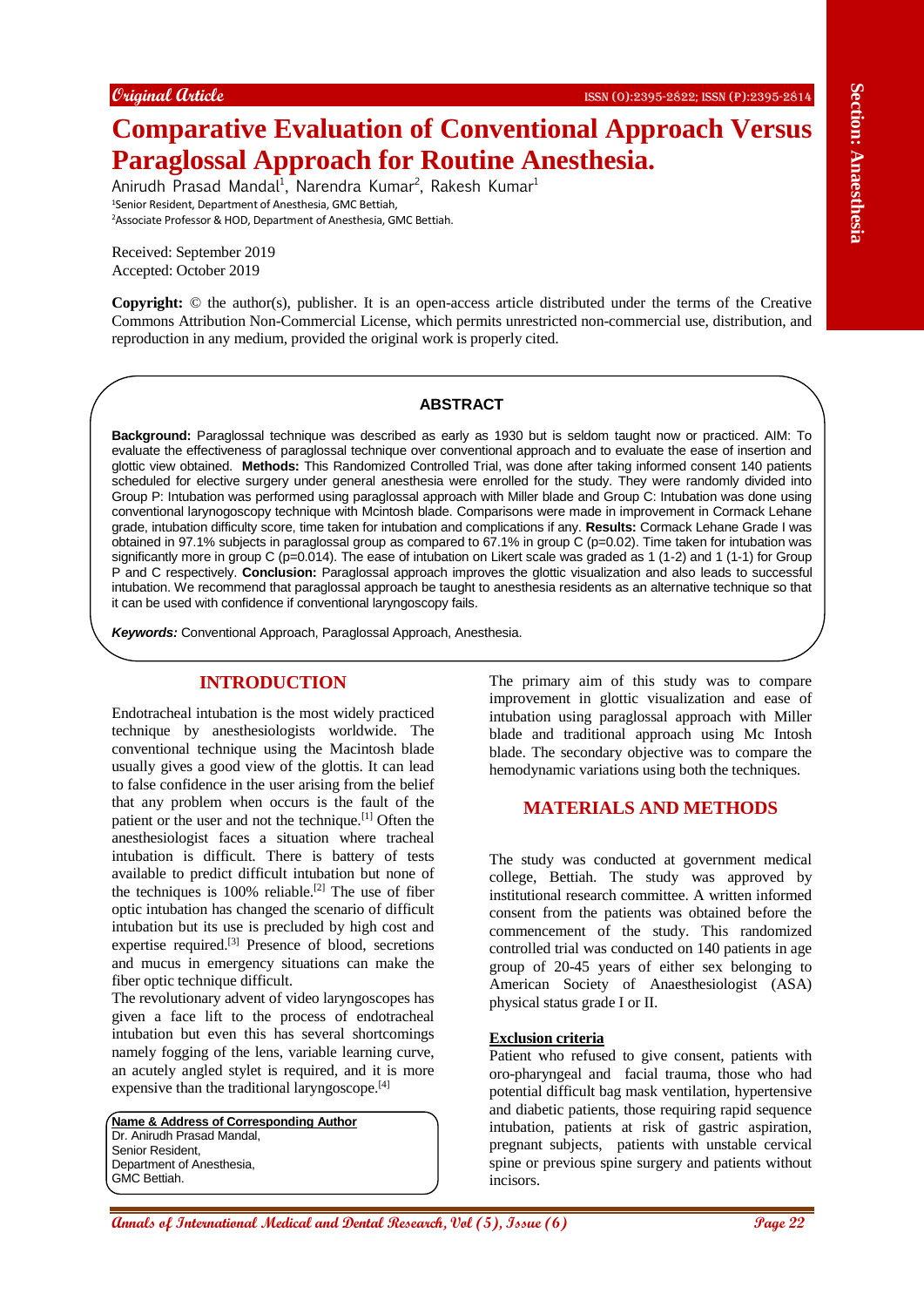Original Article

# Comparative Evaluation of Conventional Approach Versus Paraglossal Approach for Routine Anesthesia.

Anirudh Prasad Mandal[1], Narendra Kumar[2], Rakesh Kumar[1]

[1]Senior Resident, Department of Anesthesia, GMC Bettiah,
[2]Associate Professor & HOD, Department of Anesthesia, GMC Bettiah.

Received: September 2019
Accepted: October 2019

**Copyright:** © the author(s), publisher. It is an open-access article distributed under the terms of the Creative Commons Attribution Non-Commercial License, which permits unrestricted non-commercial use, distribution, and reproduction in any medium, provided the original work is properly cited.

## ABSTRACT

**Background:** Paraglossal technique was described as early as 1930 but is seldom taught now or practiced. AIM: To evaluate the effectiveness of paraglossal technique over conventional approach and to evaluate the ease of insertion and glottic view obtained. **Methods:** This Randomized Controlled Trial, was done after taking informed consent 140 patients scheduled for elective surgery under general anesthesia were enrolled for the study. They were randomly divided into Group P: Intubation was performed using paraglossal approach with Miller blade and Group C: Intubation was done using conventional larynogoscopy technique with Mcintosh blade. Comparisons were made in improvement in Cormack Lehane grade, intubation difficulty score, time taken for intubation and complications if any. **Results:** Cormack Lehane Grade I was obtained in 97.1% subjects in paraglossal group as compared to 67.1% in group C (p=0.02). Time taken for intubation was significantly more in group C (p=0.014). The ease of intubation on Likert scale was graded as 1 (1-2) and 1 (1-1) for Group P and C respectively. **Conclusion:** Paraglossal approach improves the glottic visualization and also leads to successful intubation. We recommend that paraglossal approach be taught to anesthesia residents as an alternative technique so that it can be used with confidence if conventional laryngoscopy fails.

***Keywords:*** Conventional Approach, Paraglossal Approach, Anesthesia.

## INTRODUCTION

Endotracheal intubation is the most widely practiced technique by anesthesiologists worldwide. The conventional technique using the Macintosh blade usually gives a good view of the glottis. It can lead to false confidence in the user arising from the belief that any problem when occurs is the fault of the patient or the user and not the technique.[1] Often the anesthesiologist faces a situation where tracheal intubation is difficult. There is battery of tests available to predict difficult intubation but none of the techniques is 100% reliable.[2] The use of fiber optic intubation has changed the scenario of difficult intubation but its use is precluded by high cost and expertise required.[3] Presence of blood, secretions and mucus in emergency situations can make the fiber optic technique difficult.

The revolutionary advent of video laryngoscopes has given a face lift to the process of endotracheal intubation but even this has several shortcomings namely fogging of the lens, variable learning curve, an acutely angled stylet is required, and it is more expensive than the traditional laryngoscope.[4]

**Name & Address of Corresponding Author**
Dr. Anirudh Prasad Mandal,
Senior Resident,
Department of Anesthesia,
GMC Bettiah.

The primary aim of this study was to compare improvement in glottic visualization and ease of intubation using paraglossal approach with Miller blade and traditional approach using Mc Intosh blade. The secondary objective was to compare the hemodynamic variations using both the techniques.

## MATERIALS AND METHODS

The study was conducted at government medical college, Bettiah. The study was approved by institutional research committee. A written informed consent from the patients was obtained before the commencement of the study. This randomized controlled trial was conducted on 140 patients in age group of 20-45 years of either sex belonging to American Society of Anaesthesiologist (ASA) physical status grade I or II.

### Exclusion criteria

Patient who refused to give consent, patients with oro-pharyngeal and facial trauma, those who had potential difficult bag mask ventilation, hypertensive and diabetic patients, those requiring rapid sequence intubation, patients at risk of gastric aspiration, pregnant subjects, patients with unstable cervical spine or previous spine surgery and patients without incisors.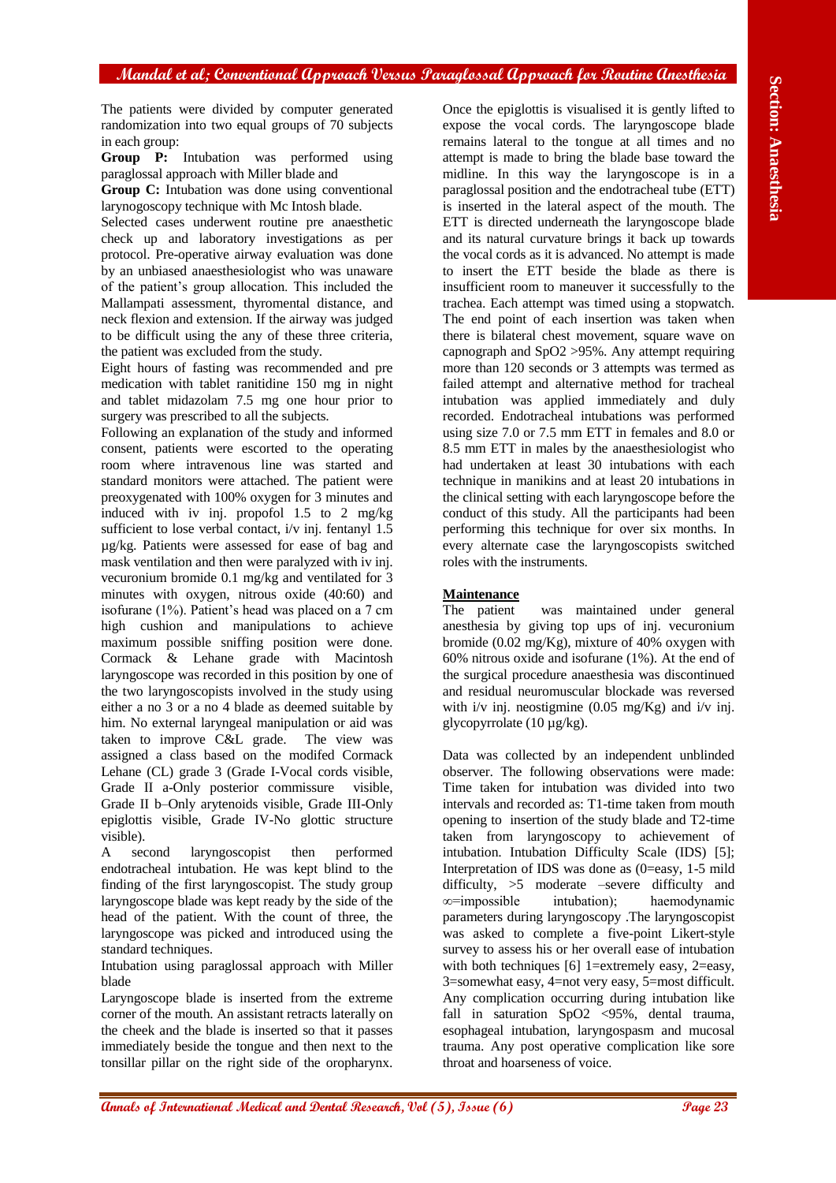The patients were divided by computer generated randomization into two equal groups of 70 subjects in each group:

**Group P:** Intubation was performed using paraglossal approach with Miller blade and

**Group C:** Intubation was done using conventional larynogoscopy technique with Mc Intosh blade.

Selected cases underwent routine pre anaesthetic check up and laboratory investigations as per protocol. Pre-operative airway evaluation was done by an unbiased anaesthesiologist who was unaware of the patient's group allocation. This included the Mallampati assessment, thyromental distance, and neck flexion and extension. If the airway was judged to be difficult using the any of these three criteria, the patient was excluded from the study.

Eight hours of fasting was recommended and pre medication with tablet ranitidine 150 mg in night and tablet midazolam 7.5 mg one hour prior to surgery was prescribed to all the subjects.

Following an explanation of the study and informed consent, patients were escorted to the operating room where intravenous line was started and standard monitors were attached. The patient were preoxygenated with 100% oxygen for 3 minutes and induced with iv inj. propofol 1.5 to 2 mg/kg sufficient to lose verbal contact, i/v inj. fentanyl 1.5 µg/kg. Patients were assessed for ease of bag and mask ventilation and then were paralyzed with iv inj. vecuronium bromide 0.1 mg/kg and ventilated for 3 minutes with oxygen, nitrous oxide (40:60) and isofurane (1%). Patient's head was placed on a 7 cm high cushion and manipulations to achieve maximum possible sniffing position were done. Cormack & Lehane grade with Macintosh laryngoscope was recorded in this position by one of the two laryngoscopists involved in the study using either a no 3 or a no 4 blade as deemed suitable by him. No external laryngeal manipulation or aid was taken to improve C&L grade. The view was assigned a class based on the modifed Cormack Lehane (CL) grade 3 (Grade I-Vocal cords visible, Grade II a-Only posterior commissure visible, Grade II b–Only arytenoids visible, Grade III-Only epiglottis visible, Grade IV-No glottic structure visible).

A second laryngoscopist then performed endotracheal intubation. He was kept blind to the finding of the first laryngoscopist. The study group laryngoscope blade was kept ready by the side of the head of the patient. With the count of three, the laryngoscope was picked and introduced using the standard techniques.

Intubation using paraglossal approach with Miller blade

Laryngoscope blade is inserted from the extreme corner of the mouth. An assistant retracts laterally on the cheek and the blade is inserted so that it passes immediately beside the tongue and then next to the tonsillar pillar on the right side of the oropharynx. Once the epiglottis is visualised it is gently lifted to expose the vocal cords. The laryngoscope blade remains lateral to the tongue at all times and no attempt is made to bring the blade base toward the midline. In this way the laryngoscope is in a paraglossal position and the endotracheal tube (ETT) is inserted in the lateral aspect of the mouth. The ETT is directed underneath the laryngoscope blade and its natural curvature brings it back up towards the vocal cords as it is advanced. No attempt is made to insert the ETT beside the blade as there is insufficient room to maneuver it successfully to the trachea. Each attempt was timed using a stopwatch. The end point of each insertion was taken when there is bilateral chest movement, square wave on capnograph and SpO2 >95%. Any attempt requiring more than 120 seconds or 3 attempts was termed as failed attempt and alternative method for tracheal intubation was applied immediately and duly recorded. Endotracheal intubations was performed using size 7.0 or 7.5 mm ETT in females and 8.0 or 8.5 mm ETT in males by the anaesthesiologist who had undertaken at least 30 intubations with each technique in manikins and at least 20 intubations in the clinical setting with each laryngoscope before the conduct of this study. All the participants had been performing this technique for over six months. In every alternate case the laryngoscopists switched roles with the instruments.

**Maintenance**

The patient was maintained under general anesthesia by giving top ups of inj. vecuronium bromide (0.02 mg/Kg), mixture of 40% oxygen with 60% nitrous oxide and isofurane (1%). At the end of the surgical procedure anaesthesia was discontinued and residual neuromuscular blockade was reversed with i/v inj. neostigmine (0.05 mg/Kg) and i/v inj. glycopyrrolate (10 µg/kg).

Data was collected by an independent unblinded observer. The following observations were made: Time taken for intubation was divided into two intervals and recorded as: T1-time taken from mouth opening to insertion of the study blade and T2-time taken from laryngoscopy to achievement of intubation. Intubation Difficulty Scale (IDS) [5]; Interpretation of IDS was done as (0=easy, 1-5 mild difficulty, >5 moderate –severe difficulty and ∞=impossible intubation); haemodynamic parameters during laryngoscopy .The laryngoscopist was asked to complete a five-point Likert-style survey to assess his or her overall ease of intubation with both techniques [6] 1=extremely easy, 2=easy, 3=somewhat easy, 4=not very easy, 5=most difficult. Any complication occurring during intubation like fall in saturation SpO2 <95%, dental trauma, esophageal intubation, laryngospasm and mucosal trauma. Any post operative complication like sore throat and hoarseness of voice.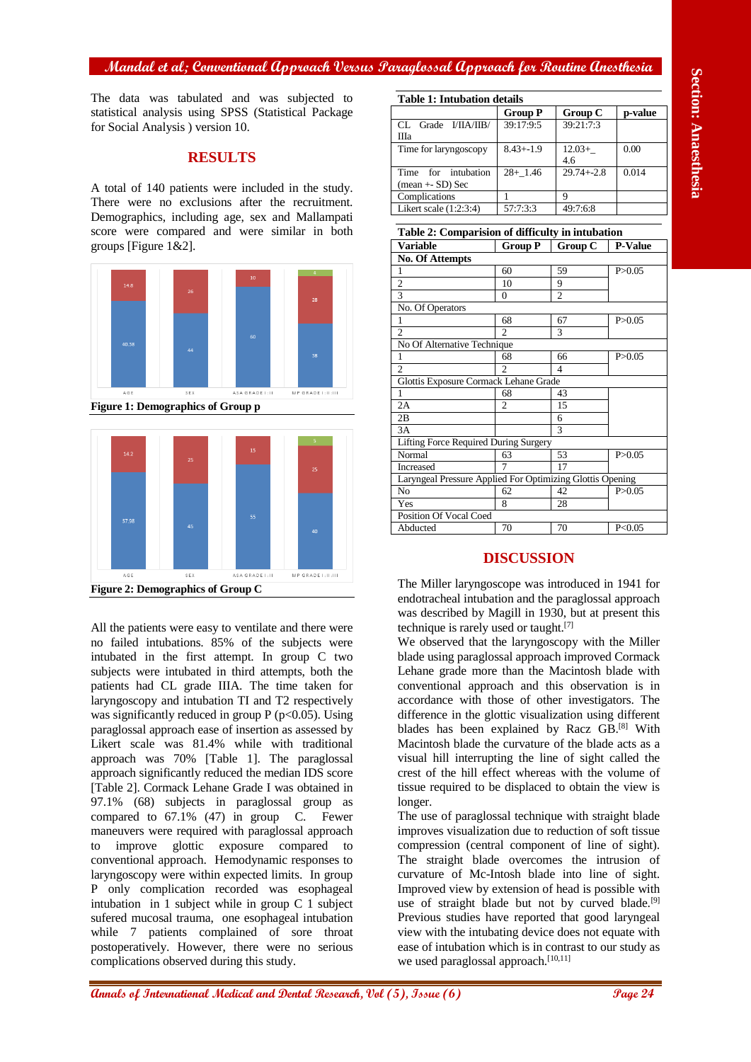The data was tabulated and was subjected to statistical analysis using SPSS (Statistical Package for Social Analysis ) version 10.

## RESULTS

A total of 140 patients were included in the study. There were no exclusions after the recruitment. Demographics, including age, sex and Mallampati score were compared and were similar in both groups [Figure 1&2].

Figure 1: Demographics of Group p

Figure 2: Demographics of Group C

All the patients were easy to ventilate and there were no failed intubations. 85% of the subjects were intubated in the first attempt. In group C two subjects were intubated in third attempts, both the patients had CL grade IIIA. The time taken for laryngoscopy and intubation TI and T2 respectively was significantly reduced in group P ($p<0.05$). Using paraglossal approach ease of insertion as assessed by Likert scale was 81.4% while with traditional approach was 70% [Table 1]. The paraglossal approach significantly reduced the median IDS score [Table 2]. Cormack Lehane Grade I was obtained in 97.1% (68) subjects in paraglossal group as compared to 67.1% (47) in group C. Fewer maneuvers were required with paraglossal approach to improve glottic exposure compared to conventional approach. Hemodynamic responses to laryngoscopy were within expected limits. In group P only complication recorded was esophageal intubation in 1 subject while in group C 1 subject sufered mucosal trauma, one esophageal intubation while 7 patients complained of sore throat postoperatively. However, there were no serious complications observed during this study.

**Table 1: Intubation details**

| | Group P | Group C | p-value |
|---|---|---|---|
| CL Grade I/IIA/IIB/IIIa | 39:17:9:5 | 39:21:7:3 | |
| Time for laryngoscopy | 8.43+-1.9 | 12.03+_ 4.6 | 0.00 |
| Time for intubation (mean +- SD) Sec | 28+_1.46 | 29.74+-2.8 | 0.014 |
| Complications | 1 | 9 | |
| Likert scale (1:2:3:4) | 57:7:3:3 | 49:7:6:8 | |

**Table 2: Comparision of difficulty in intubation**

| Variable | Group P | Group C | P-Value |
|---|---|---|---|
| **No. Of Attempts** | | | |
| 1 | 60 | 59 | P>0.05 |
| 2 | 10 | 9 | |
| 3 | 0 | 2 | |
| No. Of Operators | | | |
| 1 | 68 | 67 | P>0.05 |
| 2 | 2 | 3 | |
| No Of Alternative Technique | | | |
| 1 | 68 | 66 | P>0.05 |
| 2 | 2 | 4 | |
| Glottis Exposure Cormack Lehane Grade | | | |
| 1 | 68 | 43 | |
| 2A | 2 | 15 | |
| 2B | | 6 | |
| 3A | | 3 | |
| Lifting Force Required During Surgery | | | |
| Normal | 63 | 53 | P>0.05 |
| Increased | 7 | 17 | |
| Laryngeal Pressure Applied For Optimizing Glottis Opening | | | |
| No | 62 | 42 | P>0.05 |
| Yes | 8 | 28 | |
| Position Of Vocal Coed | | | |
| Abducted | 70 | 70 | P<0.05 |

## DISCUSSION

The Miller laryngoscope was introduced in 1941 for endotracheal intubation and the paraglossal approach was described by Magill in 1930, but at present this technique is rarely used or taught.[7]

We observed that the laryngoscopy with the Miller blade using paraglossal approach improved Cormack Lehane grade more than the Macintosh blade with conventional approach and this observation is in accordance with those of other investigators. The difference in the glottic visualization using different blades has been explained by Racz GB.[8] With Macintosh blade the curvature of the blade acts as a visual hill interrupting the line of sight called the crest of the hill effect whereas with the volume of tissue required to be displaced to obtain the view is longer.

The use of paraglossal technique with straight blade improves visualization due to reduction of soft tissue compression (central component of line of sight). The straight blade overcomes the intrusion of curvature of Mc-Intosh blade into line of sight. Improved view by extension of head is possible with use of straight blade but not by curved blade.[9] Previous studies have reported that good laryngeal view with the intubating device does not equate with ease of intubation which is in contrast to our study as we used paraglossal approach.[10,11]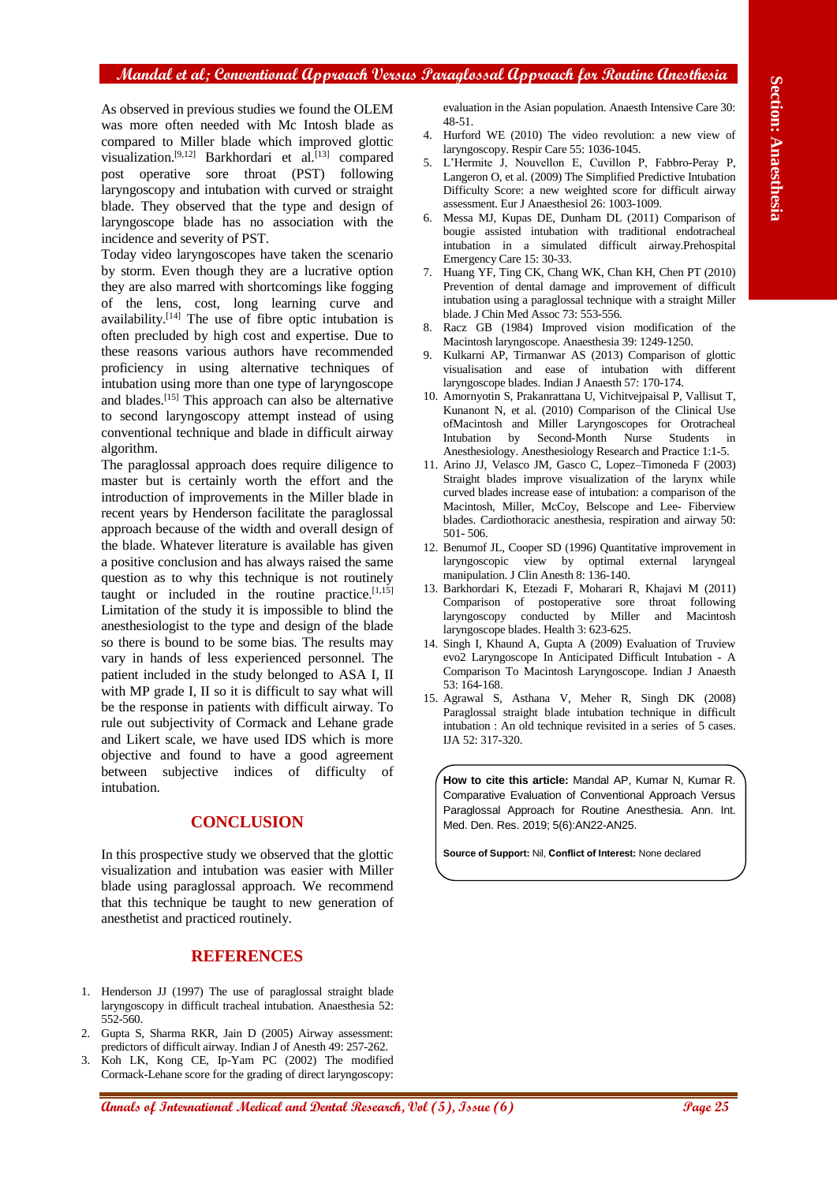As observed in previous studies we found the OLEM was more often needed with Mc Intosh blade as compared to Miller blade which improved glottic visualization.[9,12] Barkhordari et al.[13] compared post operative sore throat (PST) following laryngoscopy and intubation with curved or straight blade. They observed that the type and design of laryngoscope blade has no association with the incidence and severity of PST.

Today video laryngoscopes have taken the scenario by storm. Even though they are a lucrative option they are also marred with shortcomings like fogging of the lens, cost, long learning curve and availability.[14] The use of fibre optic intubation is often precluded by high cost and expertise. Due to these reasons various authors have recommended proficiency in using alternative techniques of intubation using more than one type of laryngoscope and blades.[15] This approach can also be alternative to second laryngoscopy attempt instead of using conventional technique and blade in difficult airway algorithm.

The paraglossal approach does require diligence to master but is certainly worth the effort and the introduction of improvements in the Miller blade in recent years by Henderson facilitate the paraglossal approach because of the width and overall design of the blade. Whatever literature is available has given a positive conclusion and has always raised the same question as to why this technique is not routinely taught or included in the routine practice.[1,15] Limitation of the study it is impossible to blind the anesthesiologist to the type and design of the blade so there is bound to be some bias. The results may vary in hands of less experienced personnel. The patient included in the study belonged to ASA I, II with MP grade I, II so it is difficult to say what will be the response in patients with difficult airway. To rule out subjectivity of Cormack and Lehane grade and Likert scale, we have used IDS which is more objective and found to have a good agreement between subjective indices of difficulty of intubation.

## CONCLUSION

In this prospective study we observed that the glottic visualization and intubation was easier with Miller blade using paraglossal approach. We recommend that this technique be taught to new generation of anesthetist and practiced routinely.

## REFERENCES

1. Henderson JJ (1997) The use of paraglossal straight blade laryngoscopy in difficult tracheal intubation. Anaesthesia 52: 552-560.
2. Gupta S, Sharma RKR, Jain D (2005) Airway assessment: predictors of difficult airway. Indian J of Anesth 49: 257-262.
3. Koh LK, Kong CE, Ip-Yam PC (2002) The modified Cormack-Lehane score for the grading of direct laryngoscopy: evaluation in the Asian population. Anaesth Intensive Care 30: 48-51.
4. Hurford WE (2010) The video revolution: a new view of laryngoscopy. Respir Care 55: 1036-1045.
5. L'Hermite J, Nouvellon E, Cuvillon P, Fabbro-Peray P, Langeron O, et al. (2009) The Simplified Predictive Intubation Difficulty Score: a new weighted score for difficult airway assessment. Eur J Anaesthesiol 26: 1003-1009.
6. Messa MJ, Kupas DE, Dunham DL (2011) Comparison of bougie assisted intubation with traditional endotracheal intubation in a simulated difficult airway.Prehospital Emergency Care 15: 30-33.
7. Huang YF, Ting CK, Chang WK, Chan KH, Chen PT (2010) Prevention of dental damage and improvement of difficult intubation using a paraglossal technique with a straight Miller blade. J Chin Med Assoc 73: 553-556.
8. Racz GB (1984) Improved vision modification of the Macintosh laryngoscope. Anaesthesia 39: 1249-1250.
9. Kulkarni AP, Tirmanwar AS (2013) Comparison of glottic visualisation and ease of intubation with different laryngoscope blades. Indian J Anaesth 57: 170-174.
10. Amornyotin S, Prakanrattana U, Vichitvejpaisal P, Vallisut T, Kunanont N, et al. (2010) Comparison of the Clinical Use ofMacintosh and Miller Laryngoscopes for Orotracheal Intubation by Second-Month Nurse Students in Anesthesiology. Anesthesiology Research and Practice 1:1-5.
11. Arino JJ, Velasco JM, Gasco C, Lopez–Timoneda F (2003) Straight blades improve visualization of the larynx while curved blades increase ease of intubation: a comparison of the Macintosh, Miller, McCoy, Belscope and Lee- Fiberview blades. Cardiothoracic anesthesia, respiration and airway 50: 501- 506.
12. Benumof JL, Cooper SD (1996) Quantitative improvement in laryngoscopic view by optimal external laryngeal manipulation. J Clin Anesth 8: 136-140.
13. Barkhordari K, Etezadi F, Moharari R, Khajavi M (2011) Comparison of postoperative sore throat following laryngoscopy conducted by Miller and Macintosh laryngoscope blades. Health 3: 623-625.
14. Singh I, Khaund A, Gupta A (2009) Evaluation of Truview evo2 Laryngoscope In Anticipated Difficult Intubation - A Comparison To Macintosh Laryngoscope. Indian J Anaesth 53: 164-168.
15. Agrawal S, Asthana V, Meher R, Singh DK (2008) Paraglossal straight blade intubation technique in difficult intubation : An old technique revisited in a series of 5 cases. IJA 52: 317-320.

**How to cite this article:** Mandal AP, Kumar N, Kumar R. Comparative Evaluation of Conventional Approach Versus Paraglossal Approach for Routine Anesthesia. Ann. Int. Med. Den. Res. 2019; 5(6):AN22-AN25.

**Source of Support:** Nil, **Conflict of Interest:** None declared